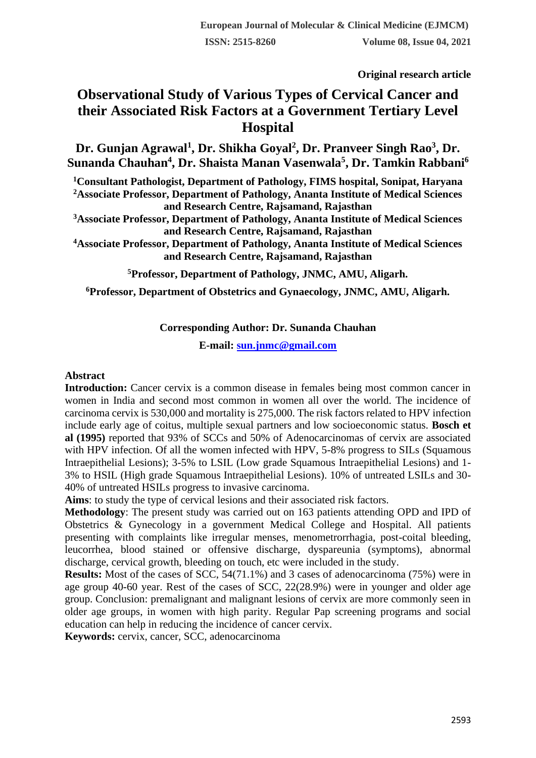Original research article

# Observational Study of Various Types of Cervical Cancer and their Associated Risk Factors at a Government Tertiary Level Hospital

**Dr. Gunjan Agrawal[1], Dr. Shikha Goyal[2], Dr. Pranveer Singh Rao[3], Dr. Sunanda Chauhan[4], Dr. Shaista Manan Vasenwala[5], Dr. Tamkin Rabbani[6]**

[1]Consultant Pathologist, Department of Pathology, FIMS hospital, Sonipat, Haryana
[2]Associate Professor, Department of Pathology, Ananta Institute of Medical Sciences and Research Centre, Rajsamand, Rajasthan
[3]Associate Professor, Department of Pathology, Ananta Institute of Medical Sciences and Research Centre, Rajsamand, Rajasthan
[4]Associate Professor, Department of Pathology, Ananta Institute of Medical Sciences and Research Centre, Rajsamand, Rajasthan
[5]Professor, Department of Pathology, JNMC, AMU, Aligarh.
[6]Professor, Department of Obstetrics and Gynaecology, JNMC, AMU, Aligarh.

**Corresponding Author: Dr. Sunanda Chauhan**

**E-mail: sun.jnmc@gmail.com**

## Abstract

**Introduction:** Cancer cervix is a common disease in females being most common cancer in women in India and second most common in women all over the world. The incidence of carcinoma cervix is 530,000 and mortality is 275,000. The risk factors related to HPV infection include early age of coitus, multiple sexual partners and low socioeconomic status. **Bosch et al (1995)** reported that 93% of SCCs and 50% of Adenocarcinomas of cervix are associated with HPV infection. Of all the women infected with HPV, 5-8% progress to SILs (Squamous Intraepithelial Lesions); 3-5% to LSIL (Low grade Squamous Intraepithelial Lesions) and 1-3% to HSIL (High grade Squamous Intraepithelial Lesions). 10% of untreated LSILs and 30-40% of untreated HSILs progress to invasive carcinoma.

**Aims**: to study the type of cervical lesions and their associated risk factors.

**Methodology**: The present study was carried out on 163 patients attending OPD and IPD of Obstetrics & Gynecology in a government Medical College and Hospital. All patients presenting with complaints like irregular menses, menometrorrhagia, post-coital bleeding, leucorrhea, blood stained or offensive discharge, dyspareunia (symptoms), abnormal discharge, cervical growth, bleeding on touch, etc were included in the study.

**Results:** Most of the cases of SCC, 54(71.1%) and 3 cases of adenocarcinoma (75%) were in age group 40-60 year. Rest of the cases of SCC, 22(28.9%) were in younger and older age group. Conclusion: premalignant and malignant lesions of cervix are more commonly seen in older age groups, in women with high parity. Regular Pap screening programs and social education can help in reducing the incidence of cancer cervix.

**Keywords:** cervix, cancer, SCC, adenocarcinoma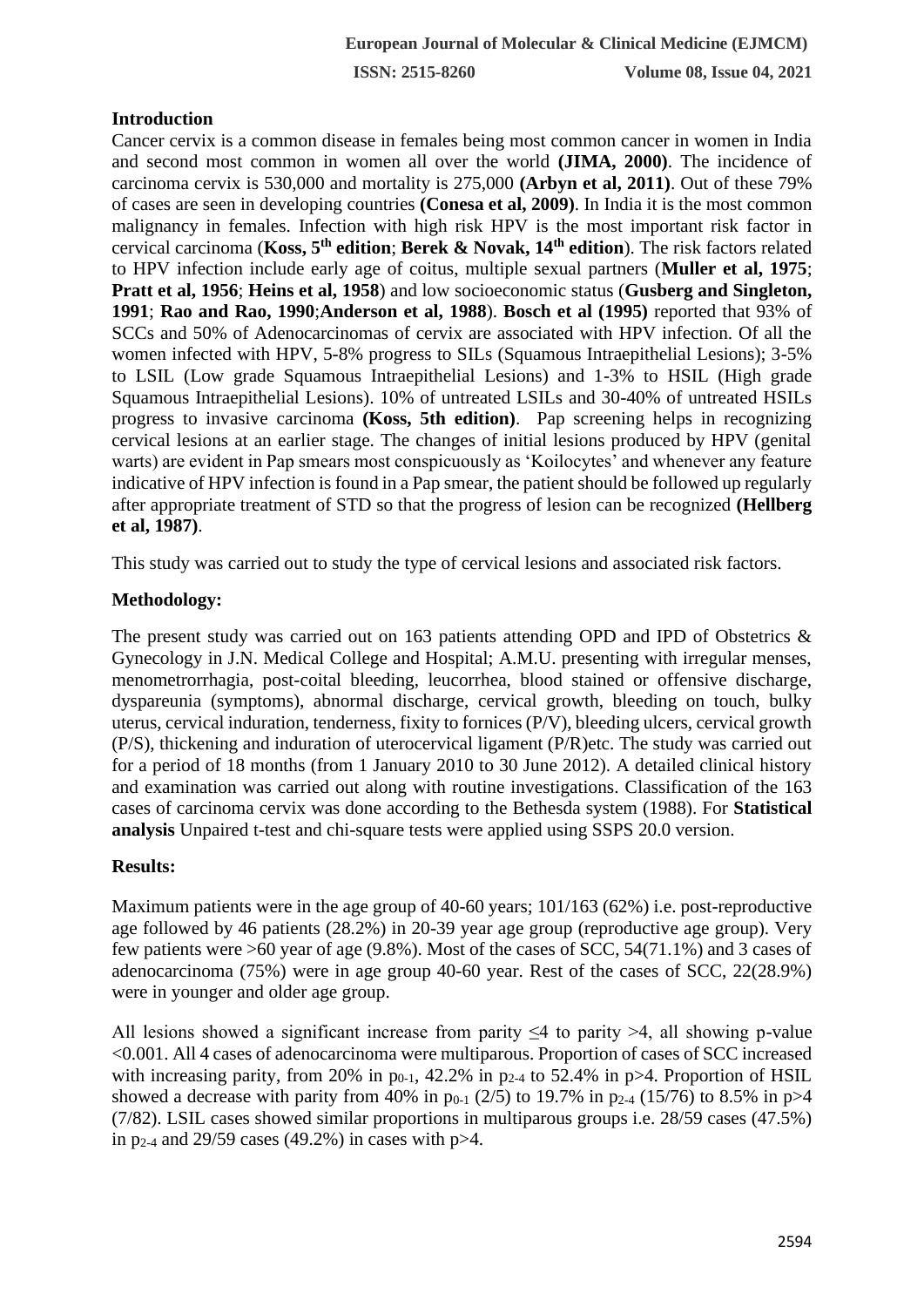## Introduction

Cancer cervix is a common disease in females being most common cancer in women in India and second most common in women all over the world **(JIMA, 2000)**. The incidence of carcinoma cervix is 530,000 and mortality is 275,000 **(Arbyn et al, 2011)**. Out of these 79% of cases are seen in developing countries **(Conesa et al, 2009)**. In India it is the most common malignancy in females. Infection with high risk HPV is the most important risk factor in cervical carcinoma (**Koss, 5th edition**; **Berek & Novak, 14th edition**). The risk factors related to HPV infection include early age of coitus, multiple sexual partners (**Muller et al, 1975**; **Pratt et al, 1956**; **Heins et al, 1958**) and low socioeconomic status (**Gusberg and Singleton, 1991**; **Rao and Rao, 1990**;**Anderson et al, 1988**). **Bosch et al (1995)** reported that 93% of SCCs and 50% of Adenocarcinomas of cervix are associated with HPV infection. Of all the women infected with HPV, 5-8% progress to SILs (Squamous Intraepithelial Lesions); 3-5% to LSIL (Low grade Squamous Intraepithelial Lesions) and 1-3% to HSIL (High grade Squamous Intraepithelial Lesions). 10% of untreated LSILs and 30-40% of untreated HSILs progress to invasive carcinoma **(Koss, 5th edition)**. Pap screening helps in recognizing cervical lesions at an earlier stage. The changes of initial lesions produced by HPV (genital warts) are evident in Pap smears most conspicuously as 'Koilocytes' and whenever any feature indicative of HPV infection is found in a Pap smear, the patient should be followed up regularly after appropriate treatment of STD so that the progress of lesion can be recognized **(Hellberg et al, 1987)**.

This study was carried out to study the type of cervical lesions and associated risk factors.

## Methodology:

The present study was carried out on 163 patients attending OPD and IPD of Obstetrics & Gynecology in J.N. Medical College and Hospital; A.M.U. presenting with irregular menses, menometrorrhagia, post-coital bleeding, leucorrhea, blood stained or offensive discharge, dyspareunia (symptoms), abnormal discharge, cervical growth, bleeding on touch, bulky uterus, cervical induration, tenderness, fixity to fornices (P/V), bleeding ulcers, cervical growth (P/S), thickening and induration of uterocervical ligament (P/R)etc. The study was carried out for a period of 18 months (from 1 January 2010 to 30 June 2012). A detailed clinical history and examination was carried out along with routine investigations. Classification of the 163 cases of carcinoma cervix was done according to the Bethesda system (1988). For **Statistical analysis** Unpaired t-test and chi-square tests were applied using SSPS 20.0 version.

## Results:

Maximum patients were in the age group of 40-60 years; 101/163 (62%) i.e. post-reproductive age followed by 46 patients (28.2%) in 20-39 year age group (reproductive age group). Very few patients were >60 year of age (9.8%). Most of the cases of SCC, 54(71.1%) and 3 cases of adenocarcinoma (75%) were in age group 40-60 year. Rest of the cases of SCC, 22(28.9%) were in younger and older age group.

All lesions showed a significant increase from parity ≤4 to parity >4, all showing p-value <0.001. All 4 cases of adenocarcinoma were multiparous. Proportion of cases of SCC increased with increasing parity, from 20% in $p_{0-1}$, 42.2% in $p_{2-4}$ to 52.4% in p>4. Proportion of HSIL showed a decrease with parity from 40% in $p_{0-1}$ (2/5) to 19.7% in $p_{2-4}$ (15/76) to 8.5% in p>4 (7/82). LSIL cases showed similar proportions in multiparous groups i.e. 28/59 cases (47.5%) in $p_{2-4}$ and 29/59 cases (49.2%) in cases with p>4.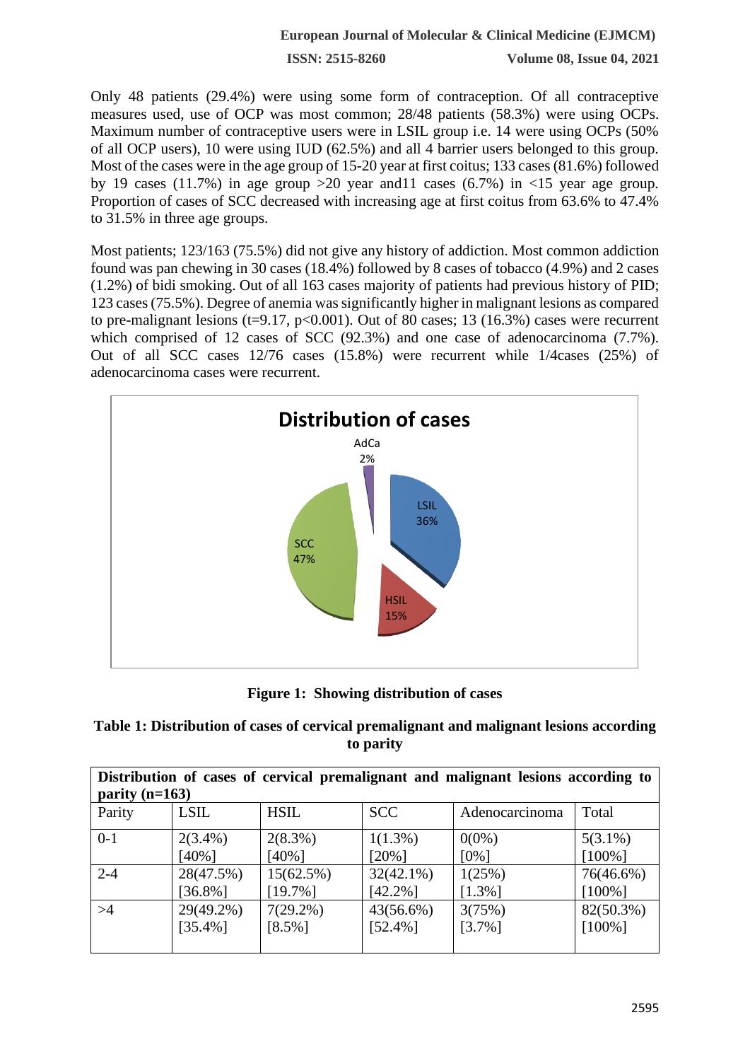Only 48 patients (29.4%) were using some form of contraception. Of all contraceptive measures used, use of OCP was most common; 28/48 patients (58.3%) were using OCPs. Maximum number of contraceptive users were in LSIL group i.e. 14 were using OCPs (50% of all OCP users), 10 were using IUD (62.5%) and all 4 barrier users belonged to this group. Most of the cases were in the age group of 15-20 year at first coitus; 133 cases (81.6%) followed by 19 cases (11.7%) in age group >20 year and11 cases (6.7%) in <15 year age group. Proportion of cases of SCC decreased with increasing age at first coitus from 63.6% to 47.4% to 31.5% in three age groups.

Most patients; 123/163 (75.5%) did not give any history of addiction. Most common addiction found was pan chewing in 30 cases (18.4%) followed by 8 cases of tobacco (4.9%) and 2 cases (1.2%) of bidi smoking. Out of all 163 cases majority of patients had previous history of PID; 123 cases (75.5%). Degree of anemia was significantly higher in malignant lesions as compared to pre-malignant lesions ($t=9.17$, $p<0.001$). Out of 80 cases; 13 (16.3%) cases were recurrent which comprised of 12 cases of SCC (92.3%) and one case of adenocarcinoma (7.7%). Out of all SCC cases 12/76 cases (15.8%) were recurrent while 1/4cases (25%) of adenocarcinoma cases were recurrent.

**Figure 1: Showing distribution of cases**

**Table 1: Distribution of cases of cervical premalignant and malignant lesions according to parity**

| Distribution of cases of cervical premalignant and malignant lesions according to parity (n=163) | | | | | |
|---|---|---|---|---|---|
| Parity | LSIL | HSIL | SCC | Adenocarcinoma | Total |
| 0-1 | 2(3.4%) [40%] | 2(8.3%) [40%] | 1(1.3%) [20%] | 0(0%) [0%] | 5(3.1%) [100%] |
| 2-4 | 28(47.5%) [36.8%] | 15(62.5%) [19.7%] | 32(42.1%) [42.2%] | 1(25%) [1.3%] | 76(46.6%) [100%] |
| >4 | 29(49.2%) [35.4%] | 7(29.2%) [8.5%] | 43(56.6%) [52.4%] | 3(75%) [3.7%] | 82(50.3%) [100%] |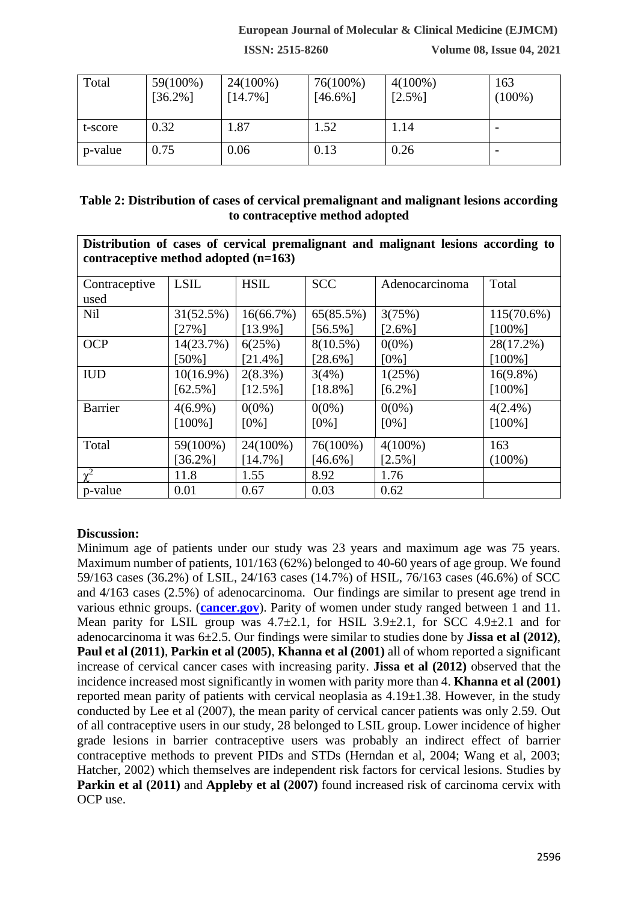| Total | 59(100%) [36.2%] | 24(100%) [14.7%] | 76(100%) [46.6%] | 4(100%) [2.5%] | 163 (100%) |
|---|---|---|---|---|---|
| t-score | 0.32 | 1.87 | 1.52 | 1.14 | - |
| p-value | 0.75 | 0.06 | 0.13 | 0.26 | - |

**Table 2: Distribution of cases of cervical premalignant and malignant lesions according to contraceptive method adopted**

| **Distribution of cases of cervical premalignant and malignant lesions according to contraceptive method adopted (n=163)** | | | | | |
|---|---|---|---|---|---|
| Contraceptive used | LSIL | HSIL | SCC | Adenocarcinoma | Total |
| Nil | 31(52.5%) [27%] | 16(66.7%) [13.9%] | 65(85.5%) [56.5%] | 3(75%) [2.6%] | 115(70.6%) [100%] |
| OCP | 14(23.7%) [50%] | 6(25%) [21.4%] | 8(10.5%) [28.6%] | 0(0%) [0%] | 28(17.2%) [100%] |
| IUD | 10(16.9%) [62.5%] | 2(8.3%) [12.5%] | 3(4%) [18.8%] | 1(25%) [6.2%] | 16(9.8%) [100%] |
| Barrier | 4(6.9%) [100%] | 0(0%) [0%] | 0(0%) [0%] | 0(0%) [0%] | 4(2.4%) [100%] |
| Total | 59(100%) [36.2%] | 24(100%) [14.7%] | 76(100%) [46.6%] | 4(100%) [2.5%] | 163 (100%) |
| $\chi^2$ | 11.8 | 1.55 | 8.92 | 1.76 | |
| p-value | 0.01 | 0.67 | 0.03 | 0.62 | |

**Discussion:**

Minimum age of patients under our study was 23 years and maximum age was 75 years. Maximum number of patients, 101/163 (62%) belonged to 40-60 years of age group. We found 59/163 cases (36.2%) of LSIL, 24/163 cases (14.7%) of HSIL, 76/163 cases (46.6%) of SCC and 4/163 cases (2.5%) of adenocarcinoma. Our findings are similar to present age trend in various ethnic groups. (**cancer.gov**). Parity of women under study ranged between 1 and 11. Mean parity for LSIL group was 4.7±2.1, for HSIL 3.9±2.1, for SCC 4.9±2.1 and for adenocarcinoma it was 6±2.5. Our findings were similar to studies done by **Jissa et al (2012)**, **Paul et al (2011)**, **Parkin et al (2005)**, **Khanna et al (2001)** all of whom reported a significant increase of cervical cancer cases with increasing parity. **Jissa et al (2012)** observed that the incidence increased most significantly in women with parity more than 4. **Khanna et al (2001)** reported mean parity of patients with cervical neoplasia as 4.19±1.38. However, in the study conducted by Lee et al (2007), the mean parity of cervical cancer patients was only 2.59. Out of all contraceptive users in our study, 28 belonged to LSIL group. Lower incidence of higher grade lesions in barrier contraceptive users was probably an indirect effect of barrier contraceptive methods to prevent PIDs and STDs (Herndan et al, 2004; Wang et al, 2003; Hatcher, 2002) which themselves are independent risk factors for cervical lesions. Studies by **Parkin et al (2011)** and **Appleby et al (2007)** found increased risk of carcinoma cervix with OCP use.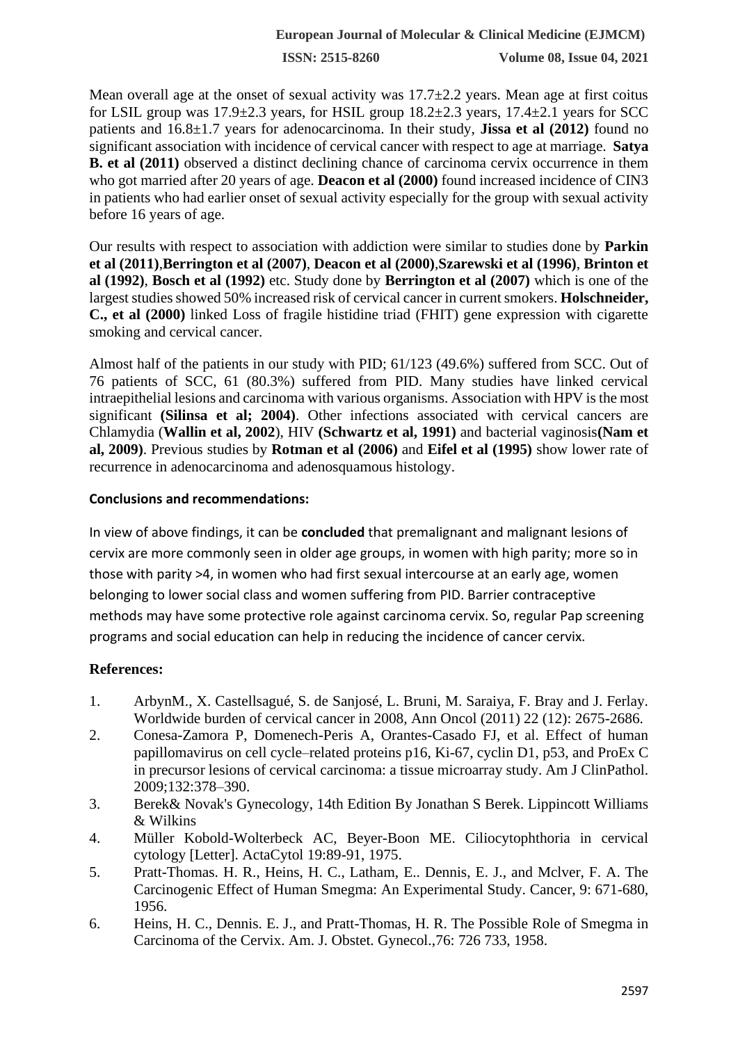Mean overall age at the onset of sexual activity was 17.7±2.2 years. Mean age at first coitus for LSIL group was 17.9±2.3 years, for HSIL group 18.2±2.3 years, 17.4±2.1 years for SCC patients and 16.8±1.7 years for adenocarcinoma. In their study, **Jissa et al (2012)** found no significant association with incidence of cervical cancer with respect to age at marriage. **Satya B. et al (2011)** observed a distinct declining chance of carcinoma cervix occurrence in them who got married after 20 years of age. **Deacon et al (2000)** found increased incidence of CIN3 in patients who had earlier onset of sexual activity especially for the group with sexual activity before 16 years of age.

Our results with respect to association with addiction were similar to studies done by **Parkin et al (2011)**,**Berrington et al (2007)**, **Deacon et al (2000)**,**Szarewski et al (1996)**, **Brinton et al (1992)**, **Bosch et al (1992)** etc. Study done by **Berrington et al (2007)** which is one of the largest studies showed 50% increased risk of cervical cancer in current smokers. **Holschneider, C., et al (2000)** linked Loss of fragile histidine triad (FHIT) gene expression with cigarette smoking and cervical cancer.

Almost half of the patients in our study with PID; 61/123 (49.6%) suffered from SCC. Out of 76 patients of SCC, 61 (80.3%) suffered from PID. Many studies have linked cervical intraepithelial lesions and carcinoma with various organisms. Association with HPV is the most significant **(Silinsa et al; 2004)**. Other infections associated with cervical cancers are Chlamydia (**Wallin et al, 2002**), HIV **(Schwartz et al, 1991)** and bacterial vaginosis**(Nam et al, 2009)**. Previous studies by **Rotman et al (2006)** and **Eifel et al (1995)** show lower rate of recurrence in adenocarcinoma and adenosquamous histology.

### Conclusions and recommendations:

In view of above findings, it can be **concluded** that premalignant and malignant lesions of cervix are more commonly seen in older age groups, in women with high parity; more so in those with parity >4, in women who had first sexual intercourse at an early age, women belonging to lower social class and women suffering from PID. Barrier contraceptive methods may have some protective role against carcinoma cervix. So, regular Pap screening programs and social education can help in reducing the incidence of cancer cervix.

### References:

1. ArbynM., X. Castellsagué, S. de Sanjosé, L. Bruni, M. Saraiya, F. Bray and J. Ferlay. Worldwide burden of cervical cancer in 2008, Ann Oncol (2011) 22 (12): 2675-2686.
2. Conesa-Zamora P, Domenech-Peris A, Orantes-Casado FJ, et al. Effect of human papillomavirus on cell cycle–related proteins p16, Ki-67, cyclin D1, p53, and ProEx C in precursor lesions of cervical carcinoma: a tissue microarray study. Am J ClinPathol. 2009;132:378–390.
3. Berek& Novak's Gynecology, 14th Edition By Jonathan S Berek. Lippincott Williams & Wilkins
4. Müller Kobold-Wolterbeck AC, Beyer-Boon ME. Ciliocytophthoria in cervical cytology [Letter]. ActaCytol 19:89-91, 1975.
5. Pratt-Thomas. H. R., Heins, H. C., Latham, E.. Dennis, E. J., and Mclver, F. A. The Carcinogenic Effect of Human Smegma: An Experimental Study. Cancer, 9: 671-680, 1956.
6. Heins, H. C., Dennis. E. J., and Pratt-Thomas, H. R. The Possible Role of Smegma in Carcinoma of the Cervix. Am. J. Obstet. Gynecol.,76: 726 733, 1958.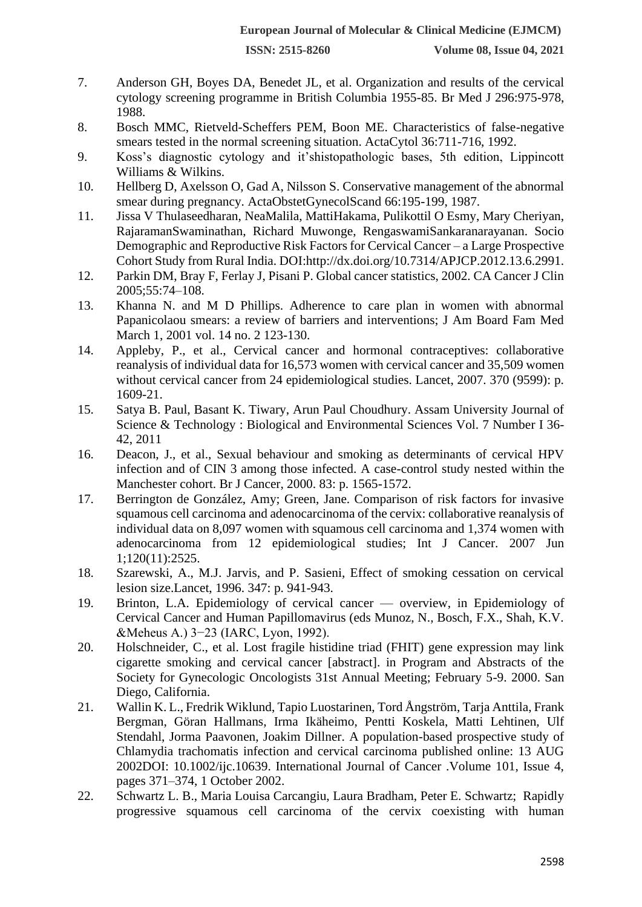7. Anderson GH, Boyes DA, Benedet JL, et al. Organization and results of the cervical cytology screening programme in British Columbia 1955-85. Br Med J 296:975-978, 1988.
8. Bosch MMC, Rietveld-Scheffers PEM, Boon ME. Characteristics of false-negative smears tested in the normal screening situation. ActaCytol 36:711-716, 1992.
9. Koss's diagnostic cytology and it'shistopathologic bases, 5th edition, Lippincott Williams & Wilkins.
10. Hellberg D, Axelsson O, Gad A, Nilsson S. Conservative management of the abnormal smear during pregnancy. ActaObstetGynecolScand 66:195-199, 1987.
11. Jissa V Thulaseedharan, NeaMalila, MattiHakama, Pulikottil O Esmy, Mary Cheriyan, RajaramanSwaminathan, Richard Muwonge, RengaswamiSankaranarayanan. Socio Demographic and Reproductive Risk Factors for Cervical Cancer – a Large Prospective Cohort Study from Rural India. DOI:http://dx.doi.org/10.7314/APJCP.2012.13.6.2991.
12. Parkin DM, Bray F, Ferlay J, Pisani P. Global cancer statistics, 2002. CA Cancer J Clin 2005;55:74–108.
13. Khanna N. and M D Phillips. Adherence to care plan in women with abnormal Papanicolaou smears: a review of barriers and interventions; J Am Board Fam Med March 1, 2001 vol. 14 no. 2 123-130.
14. Appleby, P., et al., Cervical cancer and hormonal contraceptives: collaborative reanalysis of individual data for 16,573 women with cervical cancer and 35,509 women without cervical cancer from 24 epidemiological studies. Lancet, 2007. 370 (9599): p. 1609-21.
15. Satya B. Paul, Basant K. Tiwary, Arun Paul Choudhury. Assam University Journal of Science & Technology : Biological and Environmental Sciences Vol. 7 Number I 36-42, 2011
16. Deacon, J., et al., Sexual behaviour and smoking as determinants of cervical HPV infection and of CIN 3 among those infected. A case-control study nested within the Manchester cohort. Br J Cancer, 2000. 83: p. 1565-1572.
17. Berrington de González, Amy; Green, Jane. Comparison of risk factors for invasive squamous cell carcinoma and adenocarcinoma of the cervix: collaborative reanalysis of individual data on 8,097 women with squamous cell carcinoma and 1,374 women with adenocarcinoma from 12 epidemiological studies; Int J Cancer. 2007 Jun 1;120(11):2525.
18. Szarewski, A., M.J. Jarvis, and P. Sasieni, Effect of smoking cessation on cervical lesion size.Lancet, 1996. 347: p. 941-943.
19. Brinton, L.A. Epidemiology of cervical cancer — overview, in Epidemiology of Cervical Cancer and Human Papillomavirus (eds Munoz, N., Bosch, F.X., Shah, K.V. &Meheus A.) 3−23 (IARC, Lyon, 1992).
20. Holschneider, C., et al. Lost fragile histidine triad (FHIT) gene expression may link cigarette smoking and cervical cancer [abstract]. in Program and Abstracts of the Society for Gynecologic Oncologists 31st Annual Meeting; February 5-9. 2000. San Diego, California.
21. Wallin K. L., Fredrik Wiklund, Tapio Luostarinen, Tord Ångström, Tarja Anttila, Frank Bergman, Göran Hallmans, Irma Ikäheimo, Pentti Koskela, Matti Lehtinen, Ulf Stendahl, Jorma Paavonen, Joakim Dillner. A population-based prospective study of Chlamydia trachomatis infection and cervical carcinoma published online: 13 AUG 2002DOI: 10.1002/ijc.10639. International Journal of Cancer .Volume 101, Issue 4, pages 371–374, 1 October 2002.
22. Schwartz L. B., Maria Louisa Carcangiu, Laura Bradham, Peter E. Schwartz; Rapidly progressive squamous cell carcinoma of the cervix coexisting with human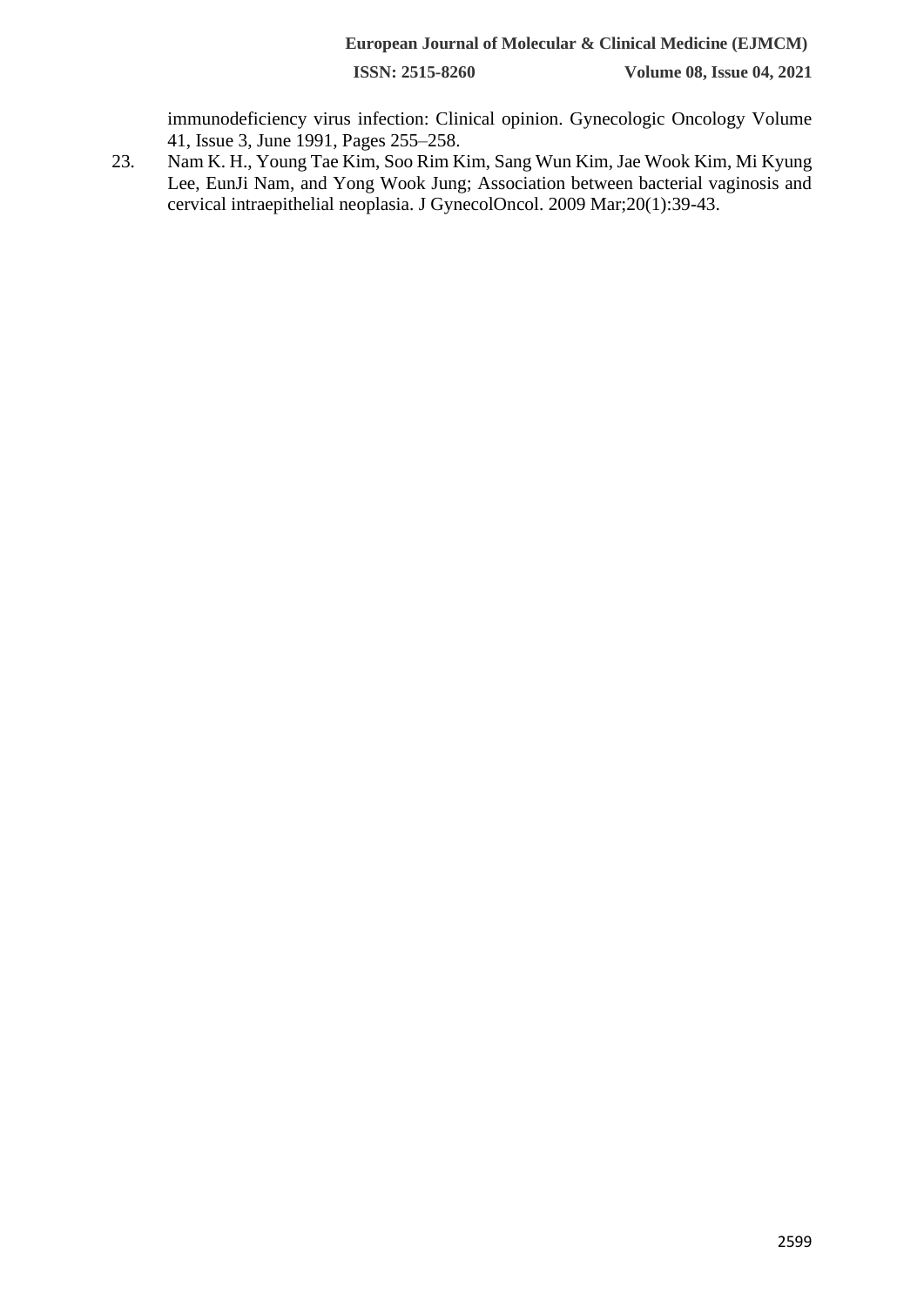immunodeficiency virus infection: Clinical opinion. Gynecologic Oncology Volume 41, Issue 3, June 1991, Pages 255–258.

23. Nam K. H., Young Tae Kim, Soo Rim Kim, Sang Wun Kim, Jae Wook Kim, Mi Kyung Lee, EunJi Nam, and Yong Wook Jung; Association between bacterial vaginosis and cervical intraepithelial neoplasia. J GynecolOncol. 2009 Mar;20(1):39-43.